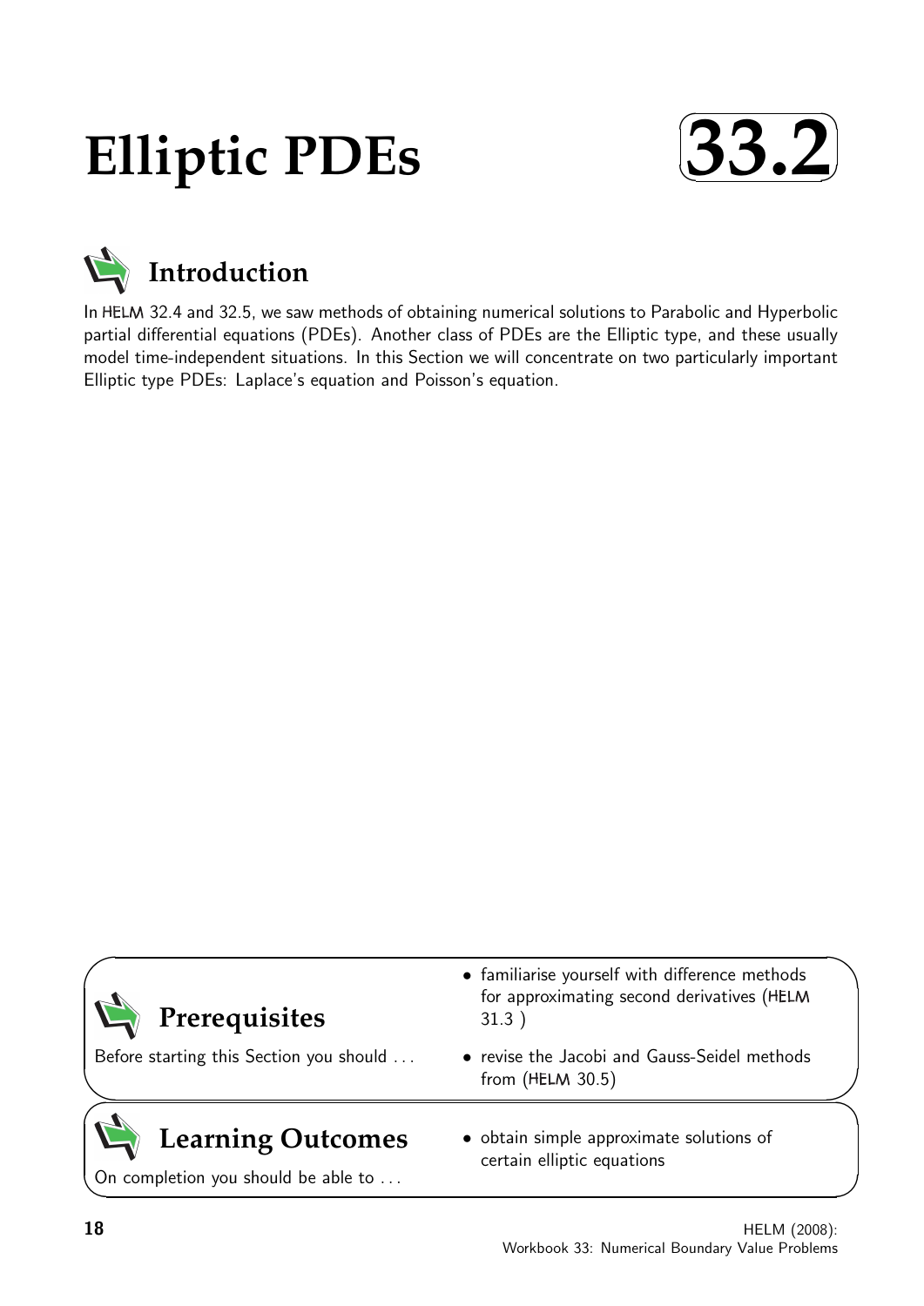# Elliptic PDEs

# 33.2

## Introduction

In HELM 32.4 and 32.5, we saw methods of obtaining numerical solutions to Parabolic and Hyperbolic partial differential equations (PDEs). Another class of PDEs are the Elliptic type, and these usually model time-independent situations. In this Section we will concentrate on two particularly important Elliptic type PDEs: Laplace's equation and Poisson's equation.

## Prerequisites

Before starting this Section you should ...

- familiarise yourself with difference methods for approximating second derivatives (HELM 31.3 )
- revise the Jacobi and Gauss-Seidel methods from (HELM 30.5)

## Learning Outcomes

On completion you should be able to ...

- obtain simple approximate solutions of certain elliptic equations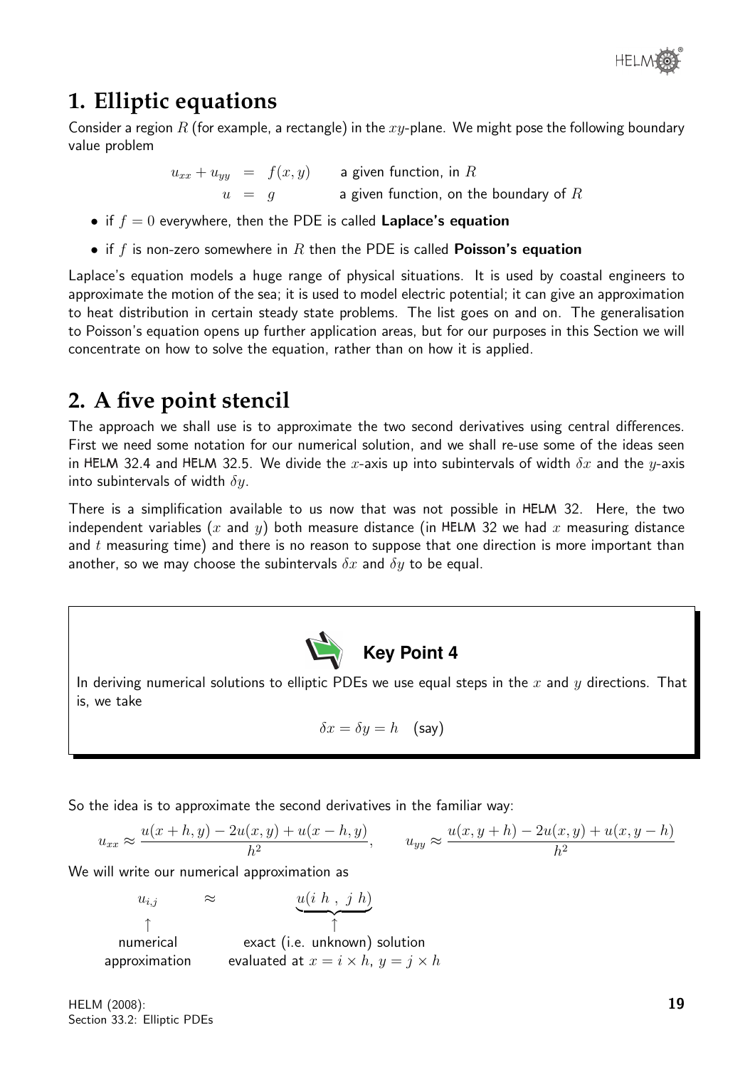## 1. Elliptic equations

Consider a region $R$ (for example, a rectangle) in the $xy$-plane. We might pose the following boundary value problem

$$
\begin{aligned}
u_{xx} + u_{yy} &= f(x,y) \qquad \text{a given function, in } R \\
u &= g \qquad \text{a given function, on the boundary of } R
\end{aligned}
$$

- if $f = 0$ everywhere, then the PDE is called **Laplace's equation**
- if $f$ is non-zero somewhere in $R$ then the PDE is called **Poisson's equation**

Laplace's equation models a huge range of physical situations. It is used by coastal engineers to approximate the motion of the sea; it is used to model electric potential; it can give an approximation to heat distribution in certain steady state problems. The list goes on and on. The generalisation to Poisson's equation opens up further application areas, but for our purposes in this Section we will concentrate on how to solve the equation, rather than on how it is applied.

## 2. A five point stencil

The approach we shall use is to approximate the two second derivatives using central differences. First we need some notation for our numerical solution, and we shall re-use some of the ideas seen in HELM 32.4 and HELM 32.5. We divide the $x$-axis up into subintervals of width $\delta x$ and the $y$-axis into subintervals of width $\delta y$.

There is a simplification available to us now that was not possible in HELM 32. Here, the two independent variables ($x$ and $y$) both measure distance (in HELM 32 we had $x$ measuring distance and $t$ measuring time) and there is no reason to suppose that one direction is more important than another, so we may choose the subintervals $\delta x$ and $\delta y$ to be equal.

**Key Point 4**

In deriving numerical solutions to elliptic PDEs we use equal steps in the $x$ and $y$ directions. That is, we take

$$\delta x = \delta y = h \quad \text{(say)}$$

So the idea is to approximate the second derivatives in the familiar way:

$$u_{xx} \approx \frac{u(x+h,y) - 2u(x,y) + u(x-h,y)}{h^2}, \qquad u_{yy} \approx \frac{u(x,y+h) - 2u(x,y) + u(x,y-h)}{h^2}$$

We will write our numerical approximation as

$$\underset{\substack{\uparrow \\ \text{numerical} \\ \text{approximation}}}{u_{i,j}} \qquad \approx \qquad \underset{\substack{\uparrow \\ \text{exact (i.e. unknown) solution} \\ \text{evaluated at } x = i \times h,\ y = j \times h}}{\underbrace{u(i\ h\ ,\ j\ h)}}$$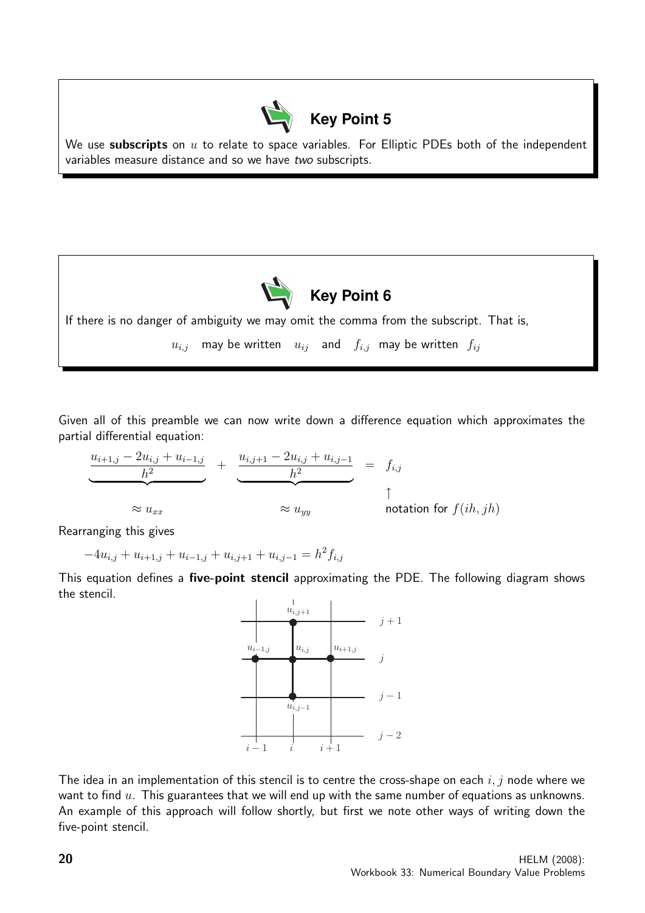**Key Point 5**

We use **subscripts** on $u$ to relate to space variables. For Elliptic PDEs both of the independent variables measure distance and so we have *two* subscripts.

**Key Point 6**

If there is no danger of ambiguity we may omit the comma from the subscript. That is,

$u_{i,j}$ may be written $u_{ij}$ and $f_{i,j}$ may be written $f_{ij}$

Given all of this preamble we can now write down a difference equation which approximates the partial differential equation:

$$\underbrace{\frac{u_{i+1,j} - 2u_{i,j} + u_{i-1,j}}{h^2}}_{\approx u_{xx}} + \underbrace{\frac{u_{i,j+1} - 2u_{i,j} + u_{i,j-1}}{h^2}}_{\approx u_{yy}} = \underset{\substack{\uparrow \\ \text{notation for } f(ih,jh)}}{f_{i,j}}$$

Rearranging this gives

$$-4u_{i,j} + u_{i+1,j} + u_{i-1,j} + u_{i,j+1} + u_{i,j-1} = h^2 f_{i,j}$$

This equation defines a **five-point stencil** approximating the PDE. The following diagram shows the stencil.

The idea in an implementation of this stencil is to centre the cross-shape on each $i, j$ node where we want to find $u$. This guarantees that we will end up with the same number of equations as unknowns. An example of this approach will follow shortly, but first we note other ways of writing down the five-point stencil.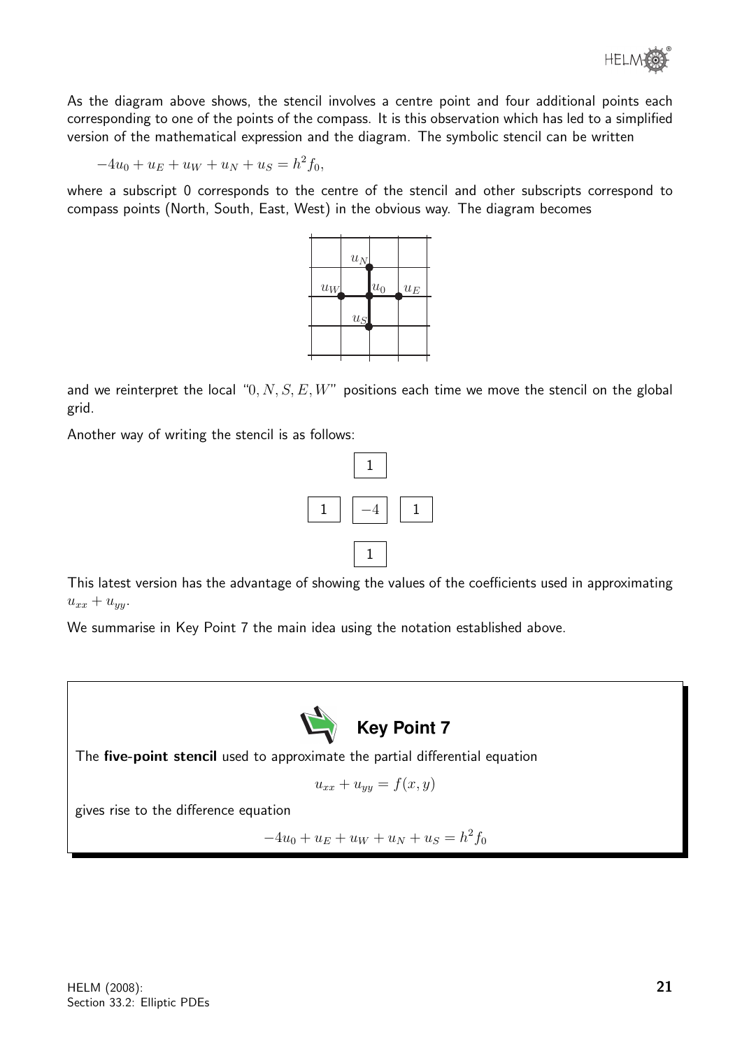As the diagram above shows, the stencil involves a centre point and four additional points each corresponding to one of the points of the compass. It is this observation which has led to a simplified version of the mathematical expression and the diagram. The symbolic stencil can be written

$$-4u_0 + u_E + u_W + u_N + u_S = h^2 f_0,$$

where a subscript 0 corresponds to the centre of the stencil and other subscripts correspond to compass points (North, South, East, West) in the obvious way. The diagram becomes

and we reinterpret the local "$0, N, S, E, W$" positions each time we move the stencil on the global grid.

Another way of writing the stencil is as follows:

|   |      |   |
|---|------|---|
|   | 1    |   |
| 1 | $-4$ | 1 |
|   | 1    |   |

This latest version has the advantage of showing the values of the coefficients used in approximating $u_{xx} + u_{yy}$.

We summarise in Key Point 7 the main idea using the notation established above.

**Key Point 7**

The **five-point stencil** used to approximate the partial differential equation

$$u_{xx} + u_{yy} = f(x, y)$$

gives rise to the difference equation

$$-4u_0 + u_E + u_W + u_N + u_S = h^2 f_0$$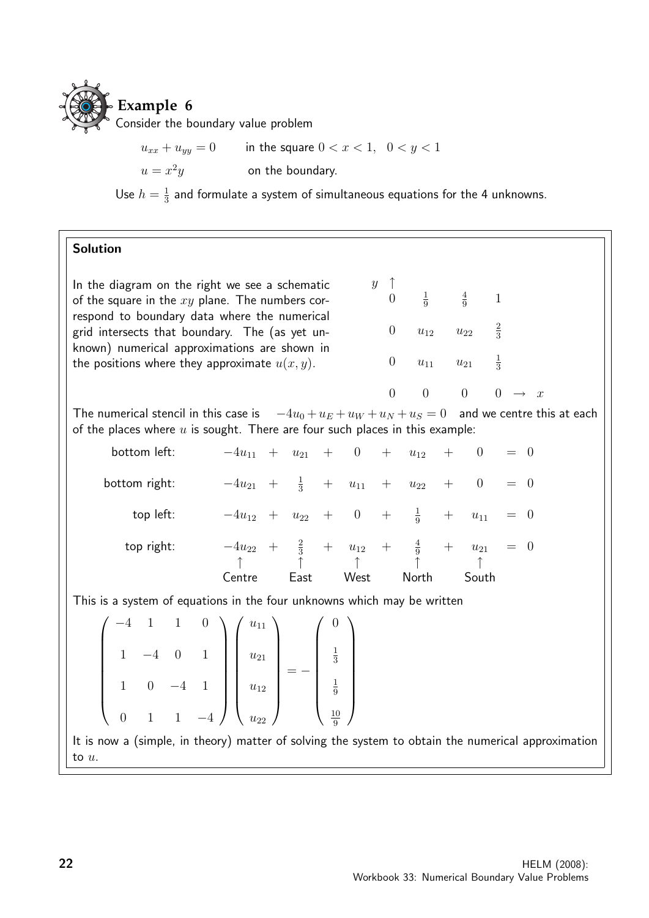## Example 6

Consider the boundary value problem

$$u_{xx} + u_{yy} = 0 \qquad \text{in the square } 0 < x < 1, \;\; 0 < y < 1$$

$$u = x^2 y \qquad \text{on the boundary.}$$

Use $h = \frac{1}{3}$ and formulate a system of simultaneous equations for the 4 unknowns.

### Solution

In the diagram on the right we see a schematic of the square in the $xy$ plane. The numbers correspond to boundary data where the numerical grid intersects that boundary. The (as yet unknown) numerical approximations are shown in the positions where they approximate $u(x, y)$.

$$\begin{array}{ccccl}
y \uparrow & & & & \\
0 & \frac{1}{9} & \frac{4}{9} & 1 & \\
0 & u_{12} & u_{22} & \frac{2}{3} & \\
0 & u_{11} & u_{21} & \frac{1}{3} & \\
0 & 0 & 0 & 0 & \rightarrow \; x
\end{array}$$

The numerical stencil in this case is $\;-4u_0 + u_E + u_W + u_N + u_S = 0\;$ and we centre this at each of the places where $u$ is sought. There are four such places in this example:

$$\begin{array}{rccccccccccc}
\text{bottom left:} & -4u_{11} & + & u_{21} & + & 0 & + & u_{12} & + & 0 & = & 0 \\
\text{bottom right:} & -4u_{21} & + & \frac{1}{3} & + & u_{11} & + & u_{22} & + & 0 & = & 0 \\
\text{top left:} & -4u_{12} & + & u_{22} & + & 0 & + & \frac{1}{9} & + & u_{11} & = & 0 \\
\text{top right:} & -4u_{22} & + & \frac{2}{3} & + & u_{12} & + & \frac{4}{9} & + & u_{21} & = & 0 \\
 & \uparrow & & \uparrow & & \uparrow & & \uparrow & & \uparrow & & \\
 & \text{Centre} & & \text{East} & & \text{West} & & \text{North} & & \text{South} & &
\end{array}$$

This is a system of equations in the four unknowns which may be written

$$\begin{pmatrix} -4 & 1 & 1 & 0 \\ 1 & -4 & 0 & 1 \\ 1 & 0 & -4 & 1 \\ 0 & 1 & 1 & -4 \end{pmatrix} \begin{pmatrix} u_{11} \\ u_{21} \\ u_{12} \\ u_{22} \end{pmatrix} = - \begin{pmatrix} 0 \\ \frac{1}{3} \\ \frac{1}{9} \\ \frac{10}{9} \end{pmatrix}$$

It is now a (simple, in theory) matter of solving the system to obtain the numerical approximation to $u$.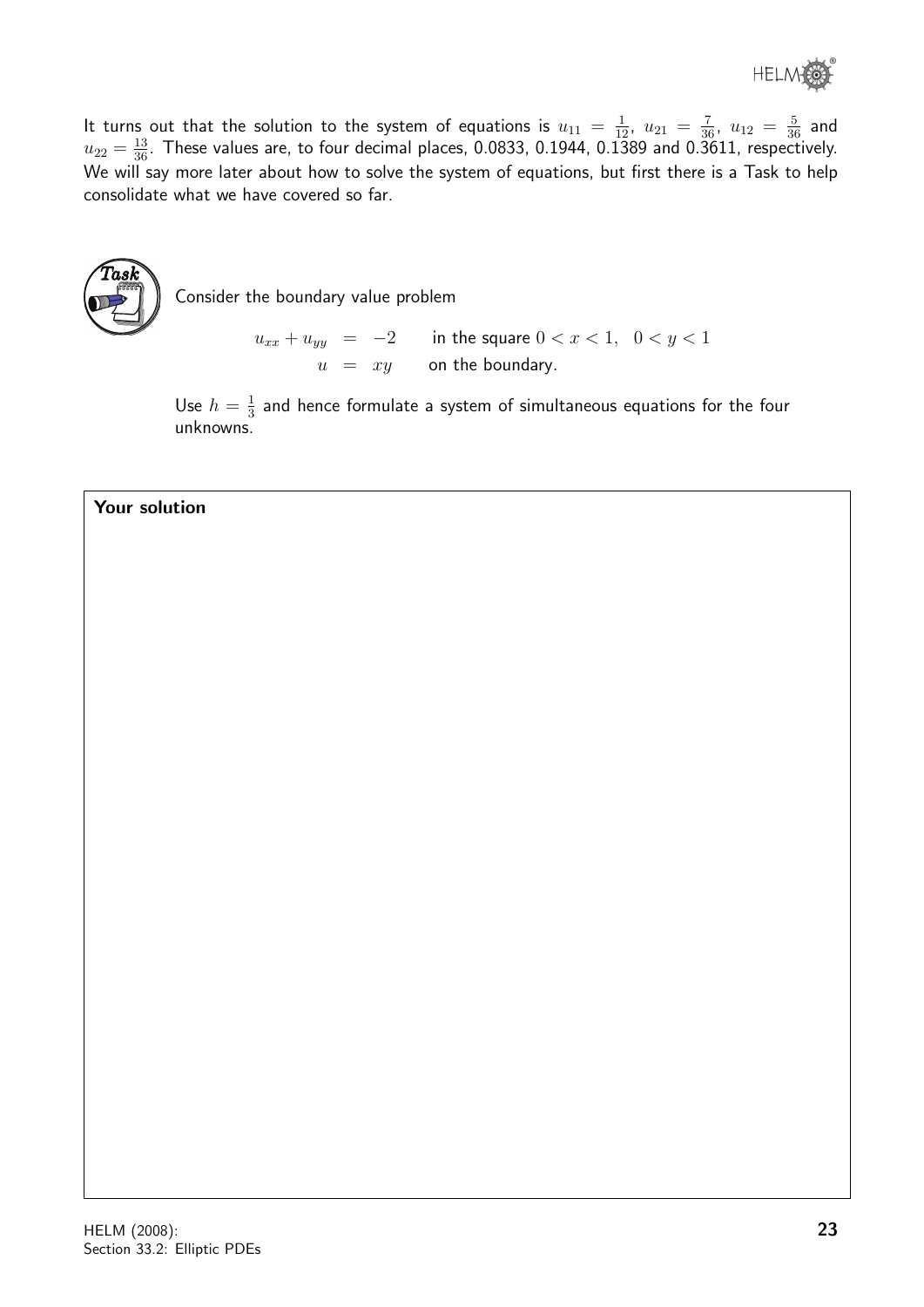It turns out that the solution to the system of equations is $u_{11} = \frac{1}{12}$, $u_{21} = \frac{7}{36}$, $u_{12} = \frac{5}{36}$ and $u_{22} = \frac{13}{36}$. These values are, to four decimal places, 0.0833, 0.1944, 0.1389 and 0.3611, respectively. We will say more later about how to solve the system of equations, but first there is a Task to help consolidate what we have covered so far.

**Task**

Consider the boundary value problem

$$\begin{aligned} u_{xx} + u_{yy} &= -2 \qquad \text{in the square } 0 < x < 1, \quad 0 < y < 1 \\ u &= xy \qquad \text{on the boundary.} \end{aligned}$$

Use $h = \frac{1}{3}$ and hence formulate a system of simultaneous equations for the four unknowns.

**Your solution**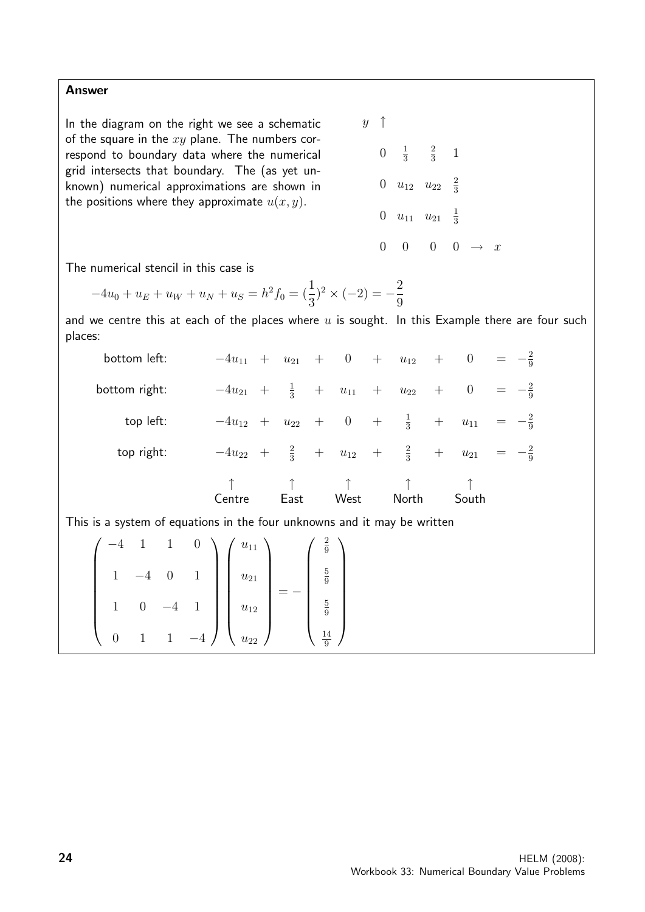**Answer**

In the diagram on the right we see a schematic of the square in the $xy$ plane. The numbers correspond to boundary data where the numerical grid intersects that boundary. The (as yet unknown) numerical approximations are shown in the positions where they approximate $u(x,y)$.

$$
\begin{array}{ccccc}
y \uparrow & & & & \\
0 & \frac{1}{3} & \frac{2}{3} & 1 & \\
0 & u_{12} & u_{22} & \frac{2}{3} & \\
0 & u_{11} & u_{21} & \frac{1}{3} & \\
0 & 0 & 0 & 0 & \rightarrow x
\end{array}
$$

The numerical stencil in this case is

$$-4u_0 + u_E + u_W + u_N + u_S = h^2 f_0 = (\frac{1}{3})^2 \times (-2) = -\frac{2}{9}$$

and we centre this at each of the places where $u$ is sought. In this Example there are four such places:

$$
\begin{array}{rccccccccccc}
\text{bottom left:} & -4u_{11} & + & u_{21} & + & 0 & + & u_{12} & + & 0 & = & -\frac{2}{9} \\
\text{bottom right:} & -4u_{21} & + & \frac{1}{3} & + & u_{11} & + & u_{22} & + & 0 & = & -\frac{2}{9} \\
\text{top left:} & -4u_{12} & + & u_{22} & + & 0 & + & \frac{1}{3} & + & u_{11} & = & -\frac{2}{9} \\
\text{top right:} & -4u_{22} & + & \frac{2}{3} & + & u_{12} & + & \frac{2}{3} & + & u_{21} & = & -\frac{2}{9} \\
 & \uparrow & & \uparrow & & \uparrow & & \uparrow & & \uparrow & & \\
 & \text{Centre} & & \text{East} & & \text{West} & & \text{North} & & \text{South} & &
\end{array}
$$

This is a system of equations in the four unknowns and it may be written

$$
\begin{pmatrix} -4 & 1 & 1 & 0 \\ 1 & -4 & 0 & 1 \\ 1 & 0 & -4 & 1 \\ 0 & 1 & 1 & -4 \end{pmatrix}
\begin{pmatrix} u_{11} \\ u_{21} \\ u_{12} \\ u_{22} \end{pmatrix}
= -\begin{pmatrix} \frac{2}{9} \\ \frac{5}{9} \\ \frac{5}{9} \\ \frac{14}{9} \end{pmatrix}
$$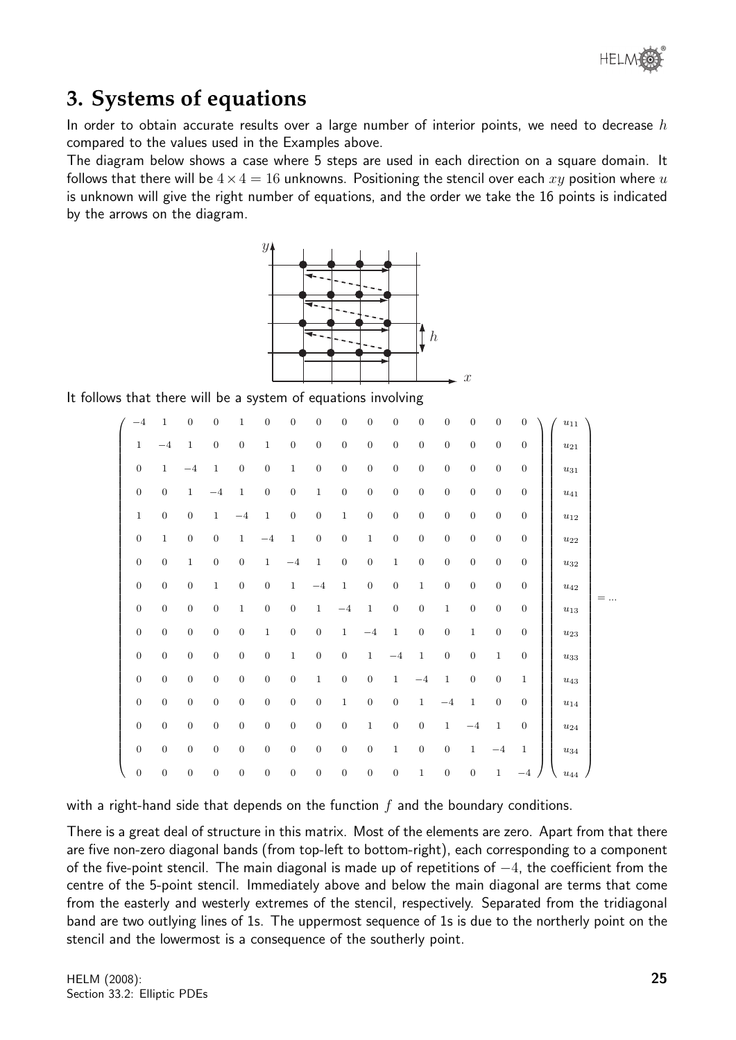## 3. Systems of equations

In order to obtain accurate results over a large number of interior points, we need to decrease $h$ compared to the values used in the Examples above.

The diagram below shows a case where 5 steps are used in each direction on a square domain. It follows that there will be $4 \times 4 = 16$ unknowns. Positioning the stencil over each $xy$ position where $u$ is unknown will give the right number of equations, and the order we take the 16 points is indicated by the arrows on the diagram.

It follows that there will be a system of equations involving

$$
\begin{pmatrix}
-4 & 1 & 0 & 0 & 1 & 0 & 0 & 0 & 0 & 0 & 0 & 0 & 0 & 0 & 0 & 0 \\
1 & -4 & 1 & 0 & 0 & 1 & 0 & 0 & 0 & 0 & 0 & 0 & 0 & 0 & 0 & 0 \\
0 & 1 & -4 & 1 & 0 & 0 & 1 & 0 & 0 & 0 & 0 & 0 & 0 & 0 & 0 & 0 \\
0 & 0 & 1 & -4 & 1 & 0 & 0 & 1 & 0 & 0 & 0 & 0 & 0 & 0 & 0 & 0 \\
1 & 0 & 0 & 1 & -4 & 1 & 0 & 0 & 1 & 0 & 0 & 0 & 0 & 0 & 0 & 0 \\
0 & 1 & 0 & 0 & 1 & -4 & 1 & 0 & 0 & 1 & 0 & 0 & 0 & 0 & 0 & 0 \\
0 & 0 & 1 & 0 & 0 & 1 & -4 & 1 & 0 & 0 & 1 & 0 & 0 & 0 & 0 & 0 \\
0 & 0 & 0 & 1 & 0 & 0 & 1 & -4 & 1 & 0 & 0 & 1 & 0 & 0 & 0 & 0 \\
0 & 0 & 0 & 0 & 1 & 0 & 0 & 1 & -4 & 1 & 0 & 0 & 1 & 0 & 0 & 0 \\
0 & 0 & 0 & 0 & 0 & 1 & 0 & 0 & 1 & -4 & 1 & 0 & 0 & 1 & 0 & 0 \\
0 & 0 & 0 & 0 & 0 & 0 & 1 & 0 & 0 & 1 & -4 & 1 & 0 & 0 & 1 & 0 \\
0 & 0 & 0 & 0 & 0 & 0 & 0 & 1 & 0 & 0 & 1 & -4 & 1 & 0 & 0 & 1 \\
0 & 0 & 0 & 0 & 0 & 0 & 0 & 0 & 1 & 0 & 0 & 1 & -4 & 1 & 0 & 0 \\
0 & 0 & 0 & 0 & 0 & 0 & 0 & 0 & 0 & 1 & 0 & 0 & 1 & -4 & 1 & 0 \\
0 & 0 & 0 & 0 & 0 & 0 & 0 & 0 & 0 & 0 & 1 & 0 & 0 & 1 & -4 & 1 \\
0 & 0 & 0 & 0 & 0 & 0 & 0 & 0 & 0 & 0 & 0 & 1 & 0 & 0 & 1 & -4
\end{pmatrix}
\begin{pmatrix}
u_{11} \\ u_{21} \\ u_{31} \\ u_{41} \\ u_{12} \\ u_{22} \\ u_{32} \\ u_{42} \\ u_{13} \\ u_{23} \\ u_{33} \\ u_{43} \\ u_{14} \\ u_{24} \\ u_{34} \\ u_{44}
\end{pmatrix}
= \ldots
$$

with a right-hand side that depends on the function $f$ and the boundary conditions.

There is a great deal of structure in this matrix. Most of the elements are zero. Apart from that there are five non-zero diagonal bands (from top-left to bottom-right), each corresponding to a component of the five-point stencil. The main diagonal is made up of repetitions of $-4$, the coefficient from the centre of the 5-point stencil. Immediately above and below the main diagonal are terms that come from the easterly and westerly extremes of the stencil, respectively. Separated from the tridiagonal band are two outlying lines of 1s. The uppermost sequence of 1s is due to the northerly point on the stencil and the lowermost is a consequence of the southerly point.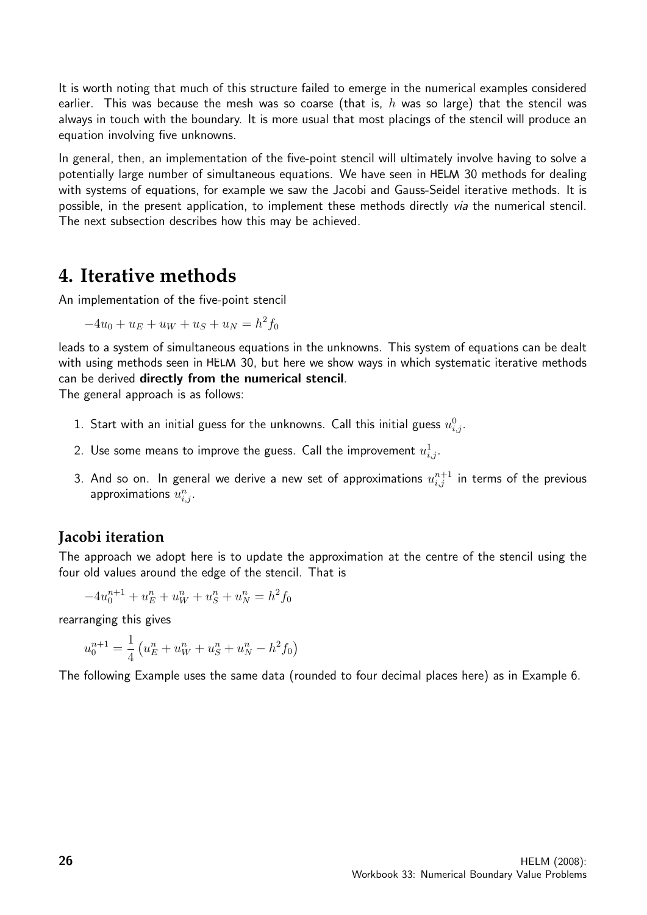It is worth noting that much of this structure failed to emerge in the numerical examples considered earlier. This was because the mesh was so coarse (that is, $h$ was so large) that the stencil was always in touch with the boundary. It is more usual that most placings of the stencil will produce an equation involving five unknowns.

In general, then, an implementation of the five-point stencil will ultimately involve having to solve a potentially large number of simultaneous equations. We have seen in HELM 30 methods for dealing with systems of equations, for example we saw the Jacobi and Gauss-Seidel iterative methods. It is possible, in the present application, to implement these methods directly *via* the numerical stencil. The next subsection describes how this may be achieved.

# 4. Iterative methods

An implementation of the five-point stencil

$$-4u_0 + u_E + u_W + u_S + u_N = h^2 f_0$$

leads to a system of simultaneous equations in the unknowns. This system of equations can be dealt with using methods seen in HELM 30, but here we show ways in which systematic iterative methods can be derived **directly from the numerical stencil**.

The general approach is as follows:

1. Start with an initial guess for the unknowns. Call this initial guess $u_{i,j}^0$.
2. Use some means to improve the guess. Call the improvement $u_{i,j}^1$.
3. And so on. In general we derive a new set of approximations $u_{i,j}^{n+1}$ in terms of the previous approximations $u_{i,j}^n$.

## Jacobi iteration

The approach we adopt here is to update the approximation at the centre of the stencil using the four old values around the edge of the stencil. That is

$$-4u_0^{n+1} + u_E^n + u_W^n + u_S^n + u_N^n = h^2 f_0$$

rearranging this gives

$$u_0^{n+1} = \frac{1}{4}\left(u_E^n + u_W^n + u_S^n + u_N^n - h^2 f_0\right)$$

The following Example uses the same data (rounded to four decimal places here) as in Example 6.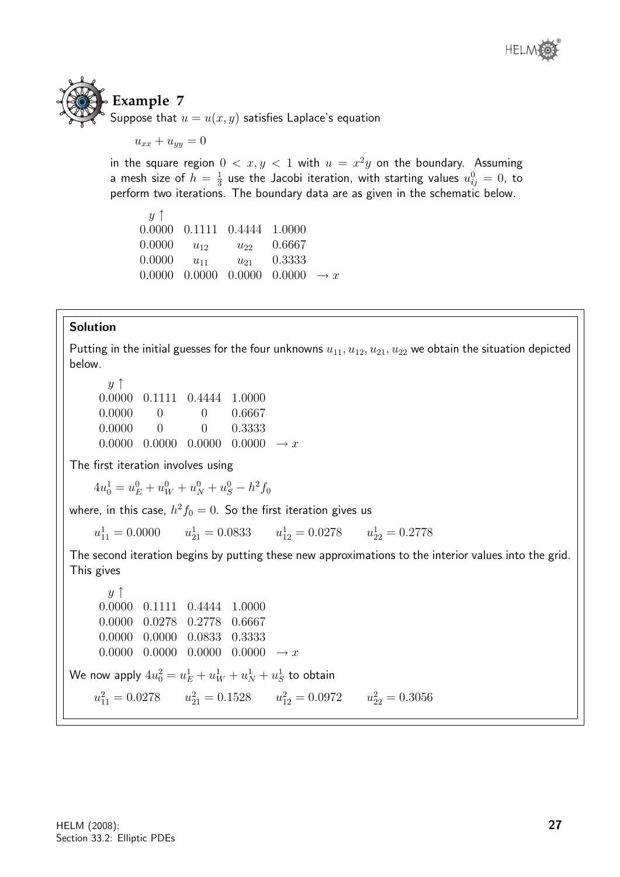## Example 7

Suppose that $u = u(x,y)$ satisfies Laplace's equation

$$u_{xx} + u_{yy} = 0$$

in the square region $0 < x, y < 1$ with $u = x^2 y$ on the boundary. Assuming a mesh size of $h = \frac{1}{3}$ use the Jacobi iteration, with starting values $u_{ij}^0 = 0$, to perform two iterations. The boundary data are as given in the schematic below.

$$\begin{array}{lllll}
y\uparrow & & & & \\
0.0000 & 0.1111 & 0.4444 & 1.0000 & \\
0.0000 & u_{12} & u_{22} & 0.6667 & \\
0.0000 & u_{11} & u_{21} & 0.3333 & \\
0.0000 & 0.0000 & 0.0000 & 0.0000 & \rightarrow x
\end{array}$$

### Solution

Putting in the initial guesses for the four unknowns $u_{11}, u_{12}, u_{21}, u_{22}$ we obtain the situation depicted below.

$$\begin{array}{lllll}
y\uparrow & & & & \\
0.0000 & 0.1111 & 0.4444 & 1.0000 & \\
0.0000 & 0 & 0 & 0.6667 & \\
0.0000 & 0 & 0 & 0.3333 & \\
0.0000 & 0.0000 & 0.0000 & 0.0000 & \rightarrow x
\end{array}$$

The first iteration involves using

$$4u_0^1 = u_E^0 + u_W^0 + u_N^0 + u_S^0 - h^2 f_0$$

where, in this case, $h^2 f_0 = 0$. So the first iteration gives us

$$u_{11}^1 = 0.0000 \qquad u_{21}^1 = 0.0833 \qquad u_{12}^1 = 0.0278 \qquad u_{22}^1 = 0.2778$$

The second iteration begins by putting these new approximations to the interior values into the grid. This gives

$$\begin{array}{lllll}
y\uparrow & & & & \\
0.0000 & 0.1111 & 0.4444 & 1.0000 & \\
0.0000 & 0.0278 & 0.2778 & 0.6667 & \\
0.0000 & 0.0000 & 0.0833 & 0.3333 & \\
0.0000 & 0.0000 & 0.0000 & 0.0000 & \rightarrow x
\end{array}$$

We now apply $4u_0^2 = u_E^1 + u_W^1 + u_N^1 + u_S^1$ to obtain

$$u_{11}^2 = 0.0278 \qquad u_{21}^2 = 0.1528 \qquad u_{12}^2 = 0.0972 \qquad u_{22}^2 = 0.3056$$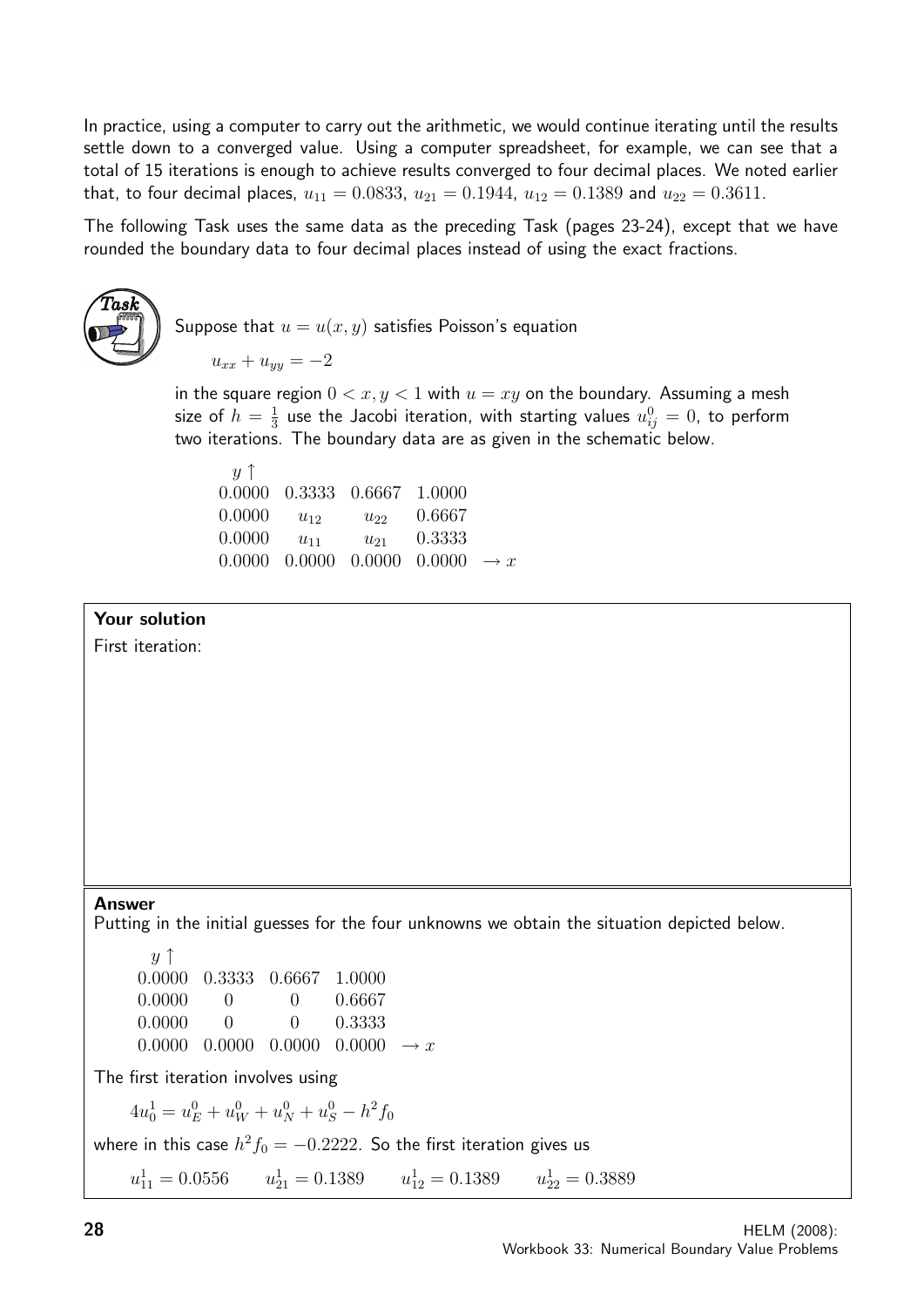In practice, using a computer to carry out the arithmetic, we would continue iterating until the results settle down to a converged value. Using a computer spreadsheet, for example, we can see that a total of 15 iterations is enough to achieve results converged to four decimal places. We noted earlier that, to four decimal places, $u_{11} = 0.0833$, $u_{21} = 0.1944$, $u_{12} = 0.1389$ and $u_{22} = 0.3611$.

The following Task uses the same data as the preceding Task (pages 23-24), except that we have rounded the boundary data to four decimal places instead of using the exact fractions.

**Task**

Suppose that $u = u(x, y)$ satisfies Poisson's equation

$$u_{xx} + u_{yy} = -2$$

in the square region $0 < x, y < 1$ with $u = xy$ on the boundary. Assuming a mesh size of $h = \frac{1}{3}$ use the Jacobi iteration, with starting values $u_{ij}^0 = 0$, to perform two iterations. The boundary data are as given in the schematic below.

$y \uparrow$

| | | | | |
|---|---|---|---|---|
| 0.0000 | 0.3333 | 0.6667 | 1.0000 | |
| 0.0000 | $u_{12}$ | $u_{22}$ | 0.6667 | |
| 0.0000 | $u_{11}$ | $u_{21}$ | 0.3333 | |
| 0.0000 | 0.0000 | 0.0000 | 0.0000 | $\rightarrow x$ |

**Your solution**

First iteration:

**Answer**

Putting in the initial guesses for the four unknowns we obtain the situation depicted below.

$y \uparrow$

| | | | | |
|---|---|---|---|---|
| 0.0000 | 0.3333 | 0.6667 | 1.0000 | |
| 0.0000 | 0 | 0 | 0.6667 | |
| 0.0000 | 0 | 0 | 0.3333 | |
| 0.0000 | 0.0000 | 0.0000 | 0.0000 | $\rightarrow x$ |

The first iteration involves using

$$4u_0^1 = u_E^0 + u_W^0 + u_N^0 + u_S^0 - h^2 f_0$$

where in this case $h^2 f_0 = -0.2222$. So the first iteration gives us

$$u_{11}^1 = 0.0556 \qquad u_{21}^1 = 0.1389 \qquad u_{12}^1 = 0.1389 \qquad u_{22}^1 = 0.3889$$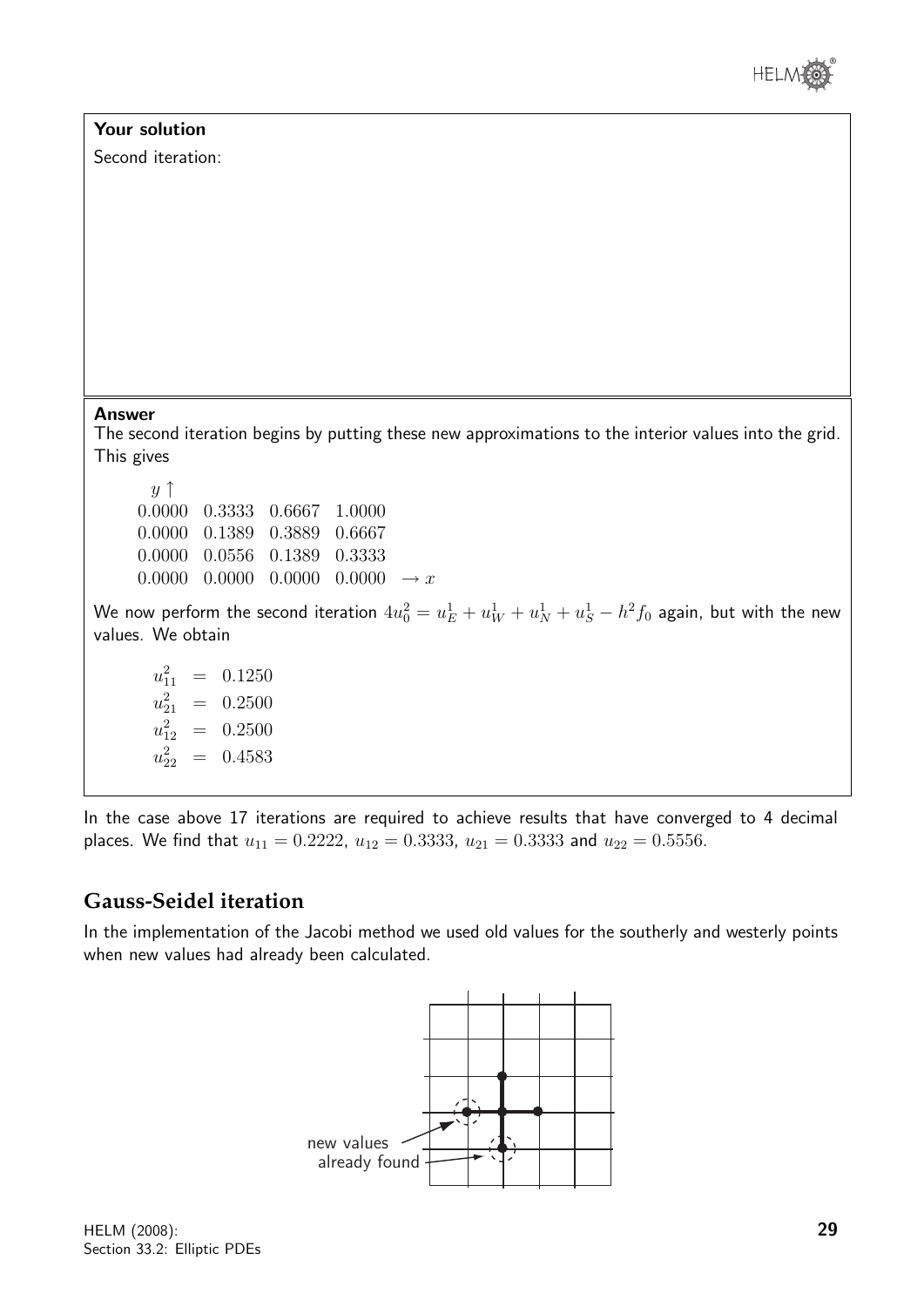**Your solution**

Second iteration:

**Answer**

The second iteration begins by putting these new approximations to the interior values into the grid. This gives

$$
\begin{array}{lllll}
y \uparrow & & & & \\
0.0000 & 0.3333 & 0.6667 & 1.0000 & \\
0.0000 & 0.1389 & 0.3889 & 0.6667 & \\
0.0000 & 0.0556 & 0.1389 & 0.3333 & \\
0.0000 & 0.0000 & 0.0000 & 0.0000 & \rightarrow x
\end{array}
$$

We now perform the second iteration $4u_0^2 = u_E^1 + u_W^1 + u_N^1 + u_S^1 - h^2 f_0$ again, but with the new values. We obtain

$$
\begin{aligned}
u_{11}^2 &= 0.1250 \\
u_{21}^2 &= 0.2500 \\
u_{12}^2 &= 0.2500 \\
u_{22}^2 &= 0.4583
\end{aligned}
$$

In the case above 17 iterations are required to achieve results that have converged to 4 decimal places. We find that $u_{11} = 0.2222$, $u_{12} = 0.3333$, $u_{21} = 0.3333$ and $u_{22} = 0.5556$.

## Gauss-Seidel iteration

In the implementation of the Jacobi method we used old values for the southerly and westerly points when new values had already been calculated.

new values already found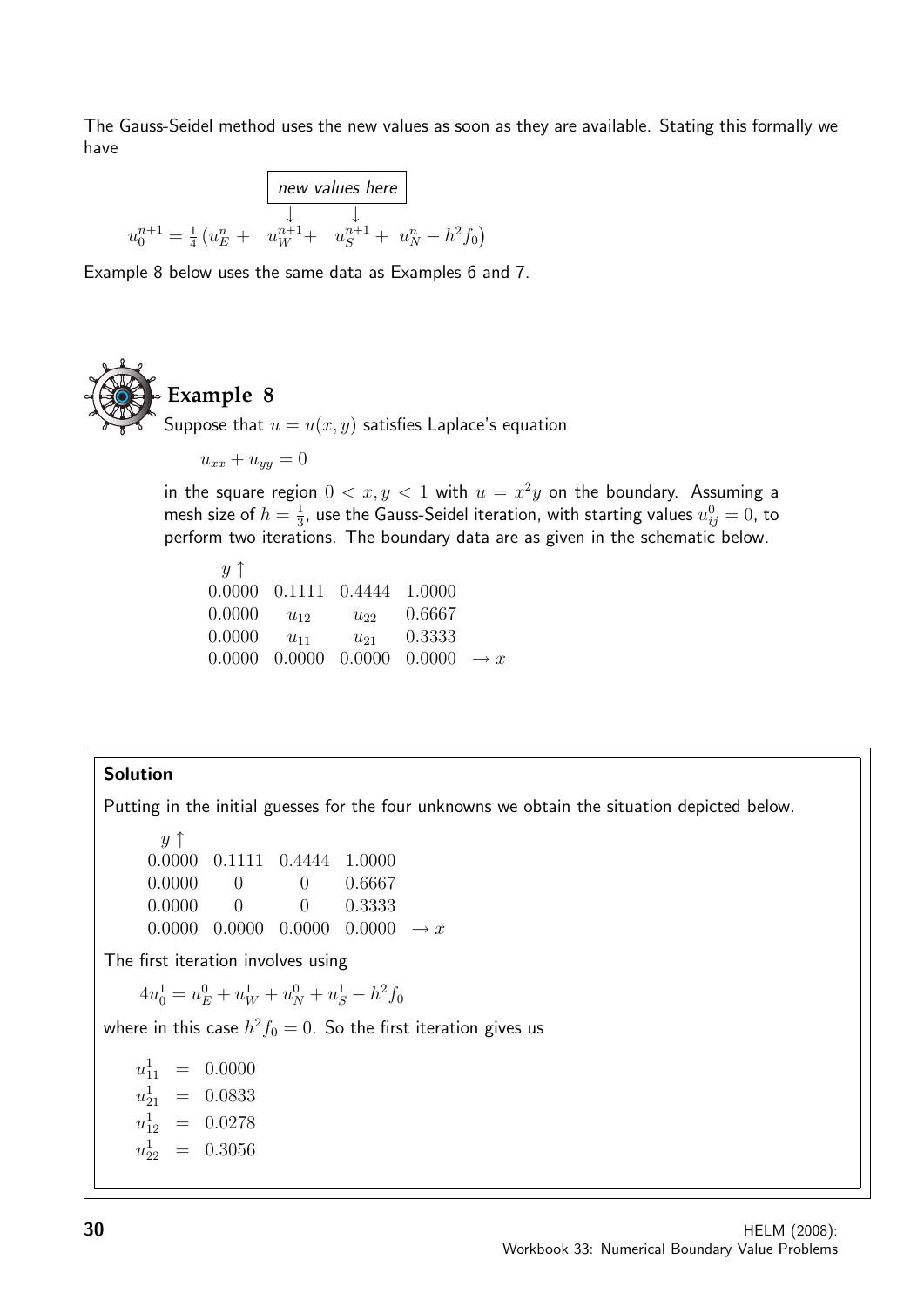The Gauss-Seidel method uses the new values as soon as they are available. Stating this formally we have

$$u_0^{n+1} = \frac{1}{4}\left(u_E^n + \underbrace{u_W^{n+1} + u_S^{n+1}}_{\text{new values here}} + u_N^n - h^2 f_0\right)$$

Example 8 below uses the same data as Examples 6 and 7.

## Example 8

Suppose that $u = u(x, y)$ satisfies Laplace's equation

$$u_{xx} + u_{yy} = 0$$

in the square region $0 < x, y < 1$ with $u = x^2 y$ on the boundary. Assuming a mesh size of $h = \frac{1}{3}$, use the Gauss-Seidel iteration, with starting values $u_{ij}^0 = 0$, to perform two iterations. The boundary data are as given in the schematic below.

$$\begin{array}{lllll}
y\uparrow & & & & \\
0.0000 & 0.1111 & 0.4444 & 1.0000 & \\
0.0000 & u_{12} & u_{22} & 0.6667 & \\
0.0000 & u_{11} & u_{21} & 0.3333 & \\
0.0000 & 0.0000 & 0.0000 & 0.0000 & \rightarrow x
\end{array}$$

### Solution

Putting in the initial guesses for the four unknowns we obtain the situation depicted below.

$$\begin{array}{lllll}
y\uparrow & & & & \\
0.0000 & 0.1111 & 0.4444 & 1.0000 & \\
0.0000 & 0 & 0 & 0.6667 & \\
0.0000 & 0 & 0 & 0.3333 & \\
0.0000 & 0.0000 & 0.0000 & 0.0000 & \rightarrow x
\end{array}$$

The first iteration involves using

$$4u_0^1 = u_E^0 + u_W^1 + u_N^0 + u_S^1 - h^2 f_0$$

where in this case $h^2 f_0 = 0$. So the first iteration gives us

$$\begin{aligned}
u_{11}^1 &= 0.0000 \\
u_{21}^1 &= 0.0833 \\
u_{12}^1 &= 0.0278 \\
u_{22}^1 &= 0.3056
\end{aligned}$$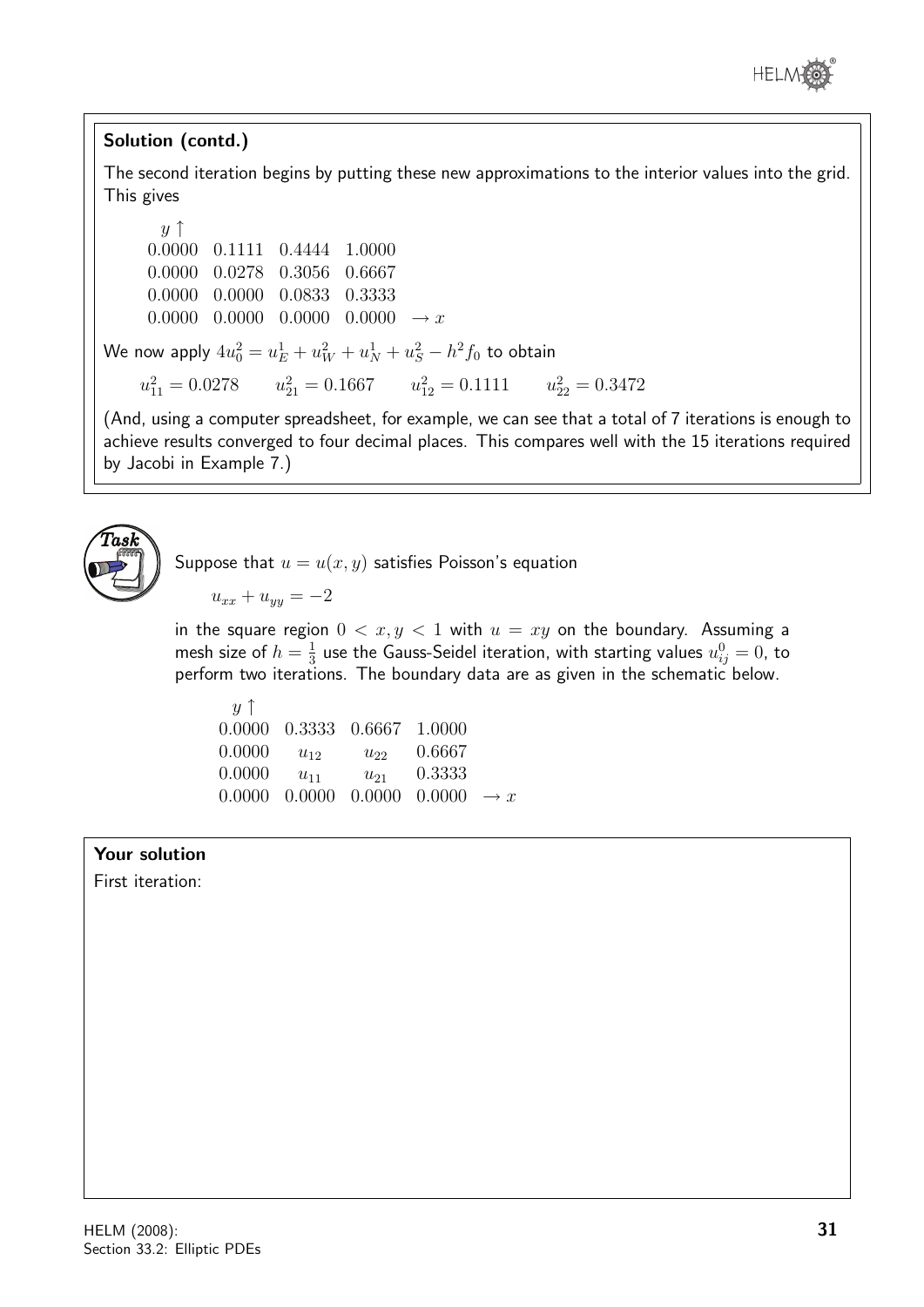## Solution (contd.)

The second iteration begins by putting these new approximations to the interior values into the grid. This gives

| $y \uparrow$ | | | | |
|---|---|---|---|---|
| 0.0000 | 0.1111 | 0.4444 | 1.0000 | |
| 0.0000 | 0.0278 | 0.3056 | 0.6667 | |
| 0.0000 | 0.0000 | 0.0833 | 0.3333 | |
| 0.0000 | 0.0000 | 0.0000 | 0.0000 | $\rightarrow x$ |

We now apply $4u_0^2 = u_E^1 + u_W^2 + u_N^1 + u_S^2 - h^2 f_0$ to obtain

$$u_{11}^2 = 0.0278 \qquad u_{21}^2 = 0.1667 \qquad u_{12}^2 = 0.1111 \qquad u_{22}^2 = 0.3472$$

(And, using a computer spreadsheet, for example, we can see that a total of 7 iterations is enough to achieve results converged to four decimal places. This compares well with the 15 iterations required by Jacobi in Example 7.)

## Task

Suppose that $u = u(x, y)$ satisfies Poisson's equation

$$u_{xx} + u_{yy} = -2$$

in the square region $0 < x, y < 1$ with $u = xy$ on the boundary. Assuming a mesh size of $h = \frac{1}{3}$ use the Gauss-Seidel iteration, with starting values $u_{ij}^0 = 0$, to perform two iterations. The boundary data are as given in the schematic below.

| $y \uparrow$ | | | | |
|---|---|---|---|---|
| 0.0000 | 0.3333 | 0.6667 | 1.0000 | |
| 0.0000 | $u_{12}$ | $u_{22}$ | 0.6667 | |
| 0.0000 | $u_{11}$ | $u_{21}$ | 0.3333 | |
| 0.0000 | 0.0000 | 0.0000 | 0.0000 | $\rightarrow x$ |

**Your solution**

First iteration: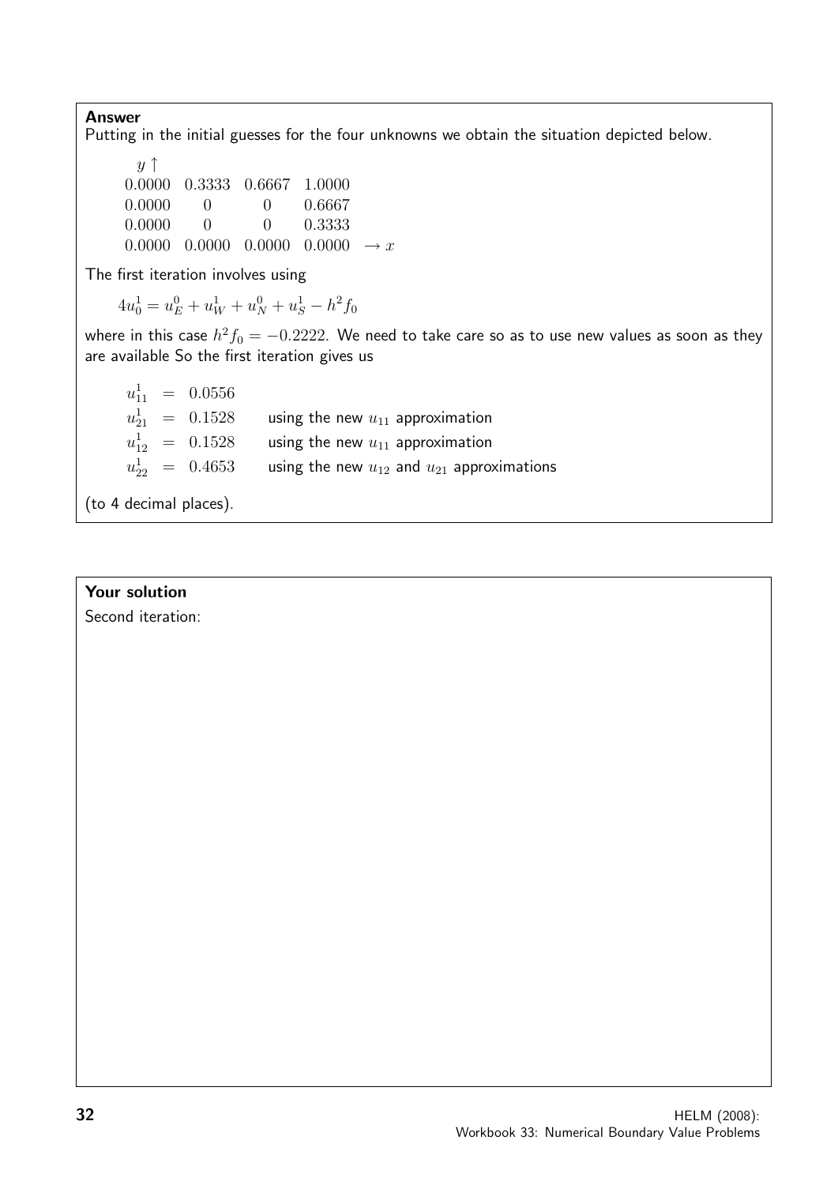**Answer**

Putting in the initial guesses for the four unknowns we obtain the situation depicted below.

$$
\begin{array}{lllll}
y \uparrow & & & & \\
0.0000 & 0.3333 & 0.6667 & 1.0000 & \\
0.0000 & 0 & 0 & 0.6667 & \\
0.0000 & 0 & 0 & 0.3333 & \\
0.0000 & 0.0000 & 0.0000 & 0.0000 & \rightarrow x
\end{array}
$$

The first iteration involves using

$$4u_0^1 = u_E^0 + u_W^1 + u_N^0 + u_S^1 - h^2 f_0$$

where in this case $h^2 f_0 = -0.2222$. We need to take care so as to use new values as soon as they are available So the first iteration gives us

$$
\begin{array}{lll}
u_{11}^1 & = & 0.0556 \\
u_{21}^1 & = & 0.1528 \quad \text{using the new } u_{11} \text{ approximation} \\
u_{12}^1 & = & 0.1528 \quad \text{using the new } u_{11} \text{ approximation} \\
u_{22}^1 & = & 0.4653 \quad \text{using the new } u_{12} \text{ and } u_{21} \text{ approximations}
\end{array}
$$

(to 4 decimal places).

**Your solution**

Second iteration: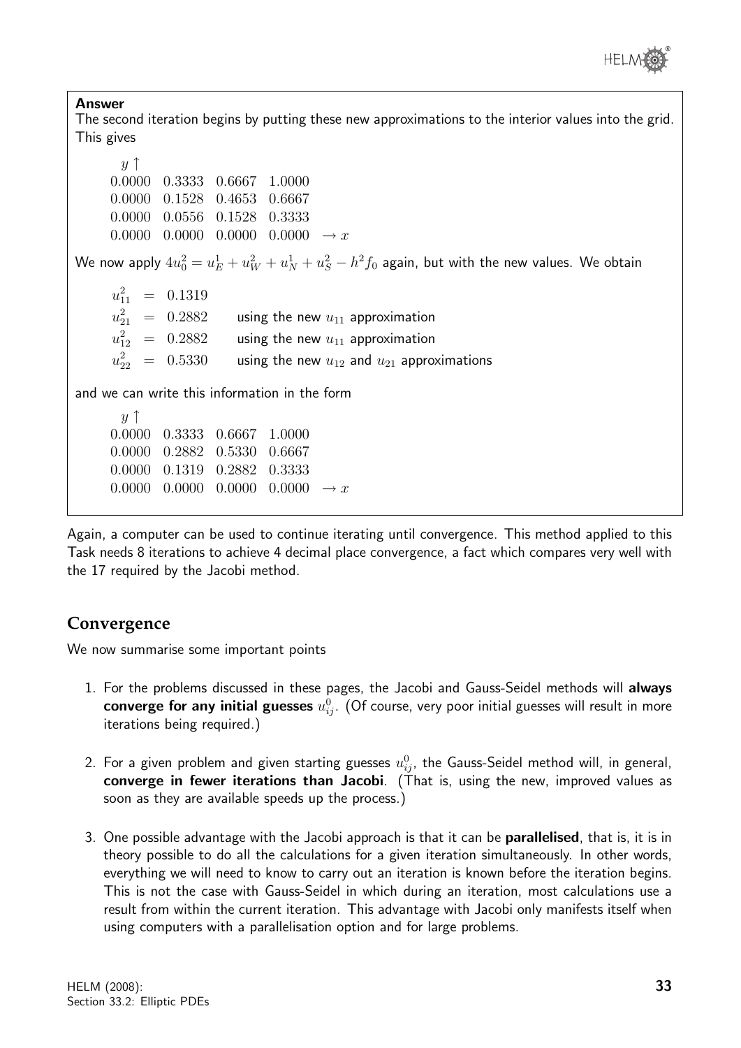**Answer**

The second iteration begins by putting these new approximations to the interior values into the grid. This gives

$$
\begin{array}{llll}
y\uparrow & & & \\
0.0000 & 0.3333 & 0.6667 & 1.0000 \\
0.0000 & 0.1528 & 0.4653 & 0.6667 \\
0.0000 & 0.0556 & 0.1528 & 0.3333 \\
0.0000 & 0.0000 & 0.0000 & 0.0000 \quad \rightarrow x
\end{array}
$$

We now apply $4u_0^2 = u_E^1 + u_W^2 + u_N^1 + u_S^2 - h^2 f_0$ again, but with the new values. We obtain

$$
\begin{array}{lll}
u_{11}^2 & = & 0.1319 \\
u_{21}^2 & = & 0.2882 \qquad \text{using the new } u_{11} \text{ approximation} \\
u_{12}^2 & = & 0.2882 \qquad \text{using the new } u_{11} \text{ approximation} \\
u_{22}^2 & = & 0.5330 \qquad \text{using the new } u_{12} \text{ and } u_{21} \text{ approximations}
\end{array}
$$

and we can write this information in the form

$$
\begin{array}{llll}
y\uparrow & & & \\
0.0000 & 0.3333 & 0.6667 & 1.0000 \\
0.0000 & 0.2882 & 0.5330 & 0.6667 \\
0.0000 & 0.1319 & 0.2882 & 0.3333 \\
0.0000 & 0.0000 & 0.0000 & 0.0000 \quad \rightarrow x
\end{array}
$$

Again, a computer can be used to continue iterating until convergence. This method applied to this Task needs 8 iterations to achieve 4 decimal place convergence, a fact which compares very well with the 17 required by the Jacobi method.

## Convergence

We now summarise some important points

1. For the problems discussed in these pages, the Jacobi and Gauss-Seidel methods will **always converge for any initial guesses** $u_{ij}^0$. (Of course, very poor initial guesses will result in more iterations being required.)

2. For a given problem and given starting guesses $u_{ij}^0$, the Gauss-Seidel method will, in general, **converge in fewer iterations than Jacobi**. (That is, using the new, improved values as soon as they are available speeds up the process.)

3. One possible advantage with the Jacobi approach is that it can be **parallelised**, that is, it is in theory possible to do all the calculations for a given iteration simultaneously. In other words, everything we will need to know to carry out an iteration is known before the iteration begins. This is not the case with Gauss-Seidel in which during an iteration, most calculations use a result from within the current iteration. This advantage with Jacobi only manifests itself when using computers with a parallelisation option and for large problems.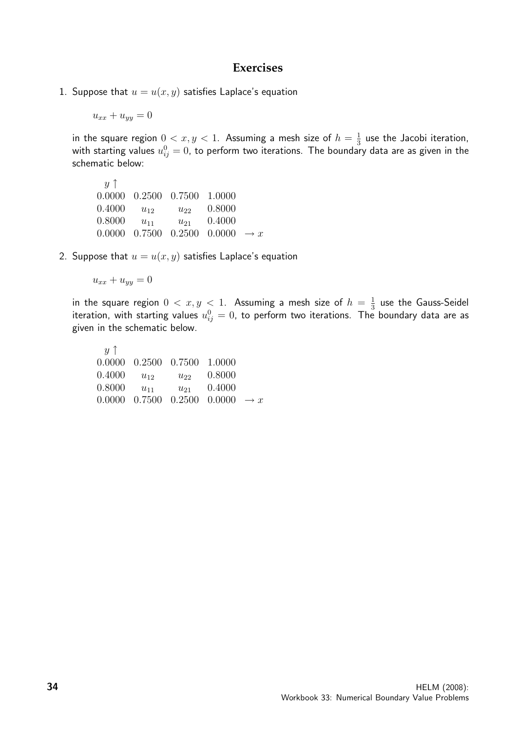## Exercises

1. Suppose that $u = u(x, y)$ satisfies Laplace's equation

$$u_{xx} + u_{yy} = 0$$

in the square region $0 < x, y < 1$. Assuming a mesh size of $h = \frac{1}{3}$ use the Jacobi iteration, with starting values $u_{ij}^0 = 0$, to perform two iterations. The boundary data are as given in the schematic below:

$$\begin{array}{lllll}
y \uparrow & & & & \\
0.0000 & 0.2500 & 0.7500 & 1.0000 & \\
0.4000 & u_{12} & u_{22} & 0.8000 & \\
0.8000 & u_{11} & u_{21} & 0.4000 & \\
0.0000 & 0.7500 & 0.2500 & 0.0000 & \rightarrow x
\end{array}$$

2. Suppose that $u = u(x, y)$ satisfies Laplace's equation

$$u_{xx} + u_{yy} = 0$$

in the square region $0 < x, y < 1$. Assuming a mesh size of $h = \frac{1}{3}$ use the Gauss-Seidel iteration, with starting values $u_{ij}^0 = 0$, to perform two iterations. The boundary data are as given in the schematic below.

$$\begin{array}{lllll}
y \uparrow & & & & \\
0.0000 & 0.2500 & 0.7500 & 1.0000 & \\
0.4000 & u_{12} & u_{22} & 0.8000 & \\
0.8000 & u_{11} & u_{21} & 0.4000 & \\
0.0000 & 0.7500 & 0.2500 & 0.0000 & \rightarrow x
\end{array}$$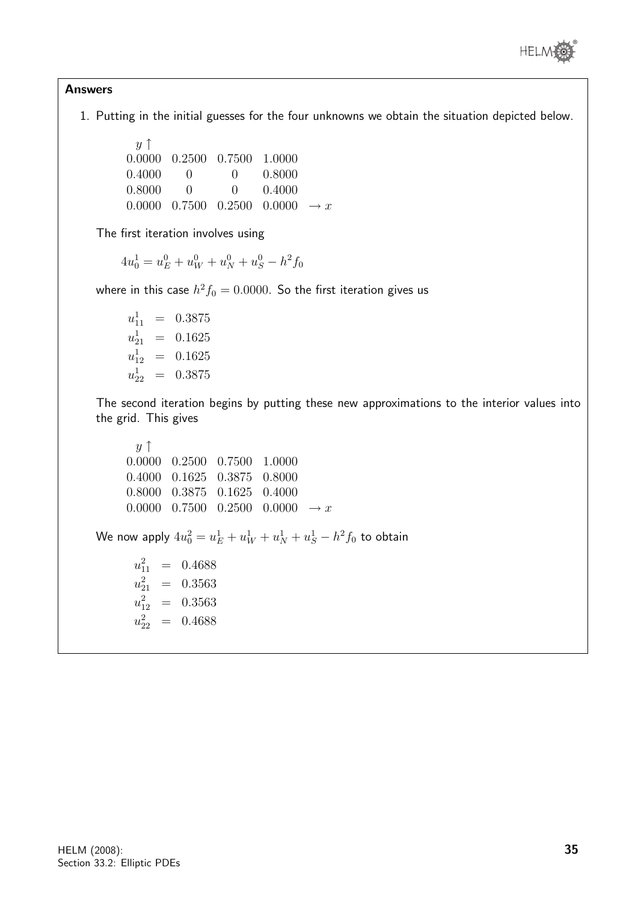## Answers

1. Putting in the initial guesses for the four unknowns we obtain the situation depicted below.

$$
\begin{array}{lllll}
y \uparrow & & & & \\
0.0000 & 0.2500 & 0.7500 & 1.0000 & \\
0.4000 & 0 & 0 & 0.8000 & \\
0.8000 & 0 & 0 & 0.4000 & \\
0.0000 & 0.7500 & 0.2500 & 0.0000 & \rightarrow x
\end{array}
$$

The first iteration involves using

$$4u_0^1 = u_E^0 + u_W^0 + u_N^0 + u_S^0 - h^2 f_0$$

where in this case $h^2 f_0 = 0.0000$. So the first iteration gives us

$$
\begin{aligned}
u_{11}^1 &= 0.3875 \\
u_{21}^1 &= 0.1625 \\
u_{12}^1 &= 0.1625 \\
u_{22}^1 &= 0.3875
\end{aligned}
$$

The second iteration begins by putting these new approximations to the interior values into the grid. This gives

$$
\begin{array}{lllll}
y \uparrow & & & & \\
0.0000 & 0.2500 & 0.7500 & 1.0000 & \\
0.4000 & 0.1625 & 0.3875 & 0.8000 & \\
0.8000 & 0.3875 & 0.1625 & 0.4000 & \\
0.0000 & 0.7500 & 0.2500 & 0.0000 & \rightarrow x
\end{array}
$$

We now apply $4u_0^2 = u_E^1 + u_W^1 + u_N^1 + u_S^1 - h^2 f_0$ to obtain

$$
\begin{aligned}
u_{11}^2 &= 0.4688 \\
u_{21}^2 &= 0.3563 \\
u_{12}^2 &= 0.3563 \\
u_{22}^2 &= 0.4688
\end{aligned}
$$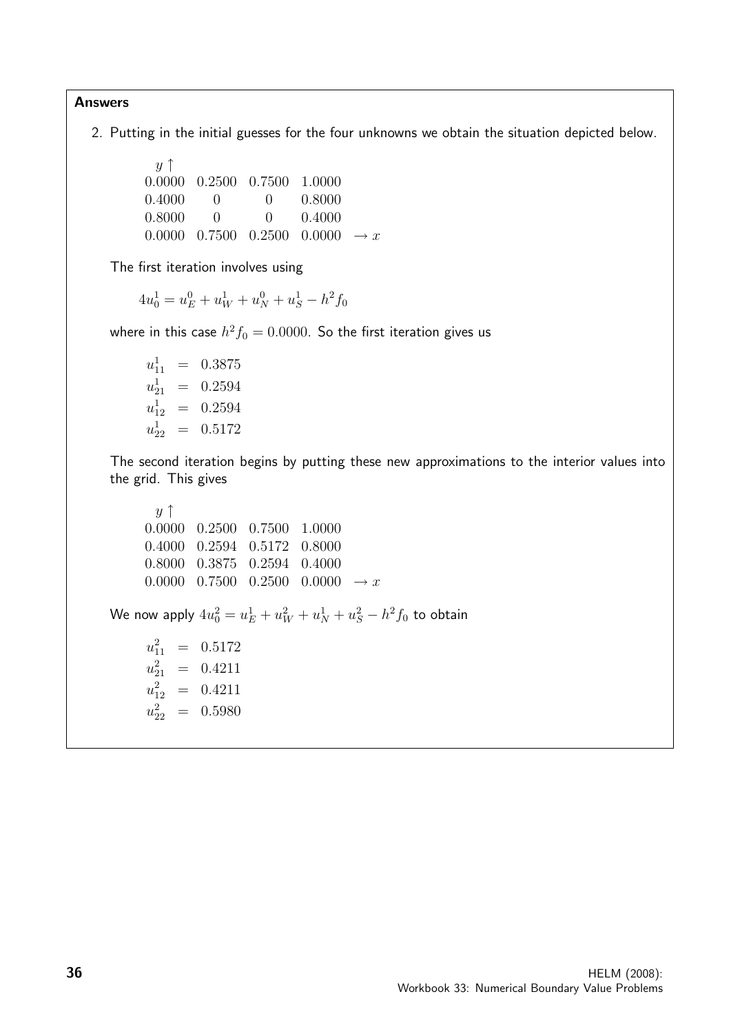**Answers**

2. Putting in the initial guesses for the four unknowns we obtain the situation depicted below.

$y \uparrow$

| | | | | |
|---|---|---|---|---|
| 0.0000 | 0.2500 | 0.7500 | 1.0000 | |
| 0.4000 | 0 | 0 | 0.8000 | |
| 0.8000 | 0 | 0 | 0.4000 | |
| 0.0000 | 0.7500 | 0.2500 | 0.0000 | $\rightarrow x$ |

The first iteration involves using

$$4u_0^1 = u_E^0 + u_W^1 + u_N^0 + u_S^1 - h^2 f_0$$

where in this case $h^2 f_0 = 0.0000$. So the first iteration gives us

$$u_{11}^1 = 0.3875$$
$$u_{21}^1 = 0.2594$$
$$u_{12}^1 = 0.2594$$
$$u_{22}^1 = 0.5172$$

The second iteration begins by putting these new approximations to the interior values into the grid. This gives

$y \uparrow$

| | | | | |
|---|---|---|---|---|
| 0.0000 | 0.2500 | 0.7500 | 1.0000 | |
| 0.4000 | 0.2594 | 0.5172 | 0.8000 | |
| 0.8000 | 0.3875 | 0.2594 | 0.4000 | |
| 0.0000 | 0.7500 | 0.2500 | 0.0000 | $\rightarrow x$ |

We now apply $4u_0^2 = u_E^1 + u_W^2 + u_N^1 + u_S^2 - h^2 f_0$ to obtain

$$u_{11}^2 = 0.5172$$
$$u_{21}^2 = 0.4211$$
$$u_{12}^2 = 0.4211$$
$$u_{22}^2 = 0.5980$$